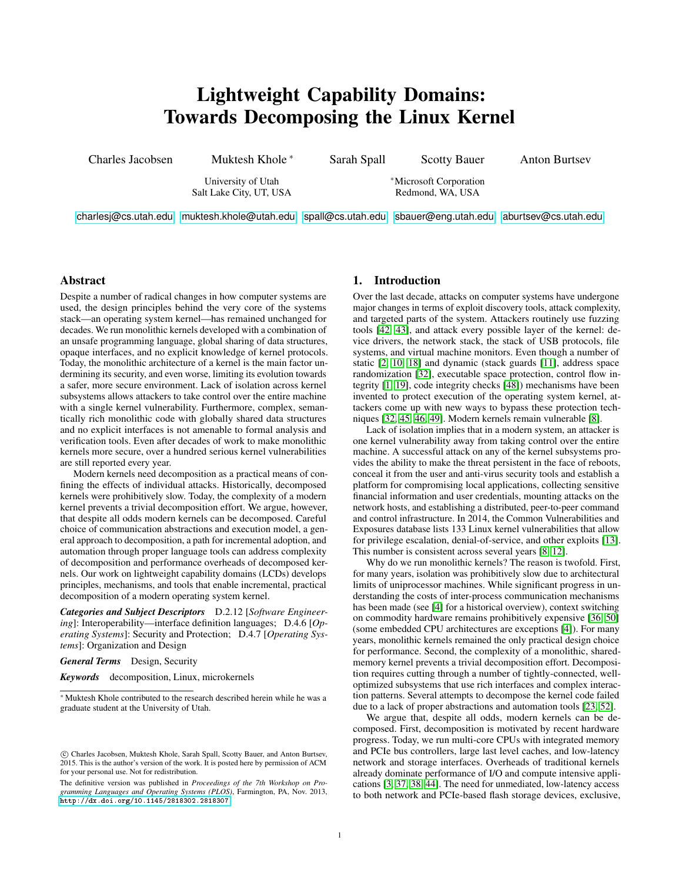# Lightweight Capability Domains: Towards Decomposing the Linux Kernel

Charles Jacobsen    Muktesh Khole *    Sarah Spall    Scotty Bauer    Anton Burtsev

University of Utah
Salt Lake City, UT, USA

*Microsoft Corporation
Redmond, WA, USA

charlesj@cs.utah.edu    muktesh.khole@utah.edu    spall@cs.utah.edu    sbauer@eng.utah.edu    aburtsev@cs.utah.edu

## Abstract

Despite a number of radical changes in how computer systems are used, the design principles behind the very core of the systems stack—an operating system kernel—has remained unchanged for decades. We run monolithic kernels developed with a combination of an unsafe programming language, global sharing of data structures, opaque interfaces, and no explicit knowledge of kernel protocols. Today, the monolithic architecture of a kernel is the main factor undermining its security, and even worse, limiting its evolution towards a safer, more secure environment. Lack of isolation across kernel subsystems allows attackers to take control over the entire machine with a single kernel vulnerability. Furthermore, complex, semantically rich monolithic code with globally shared data structures and no explicit interfaces is not amenable to formal analysis and verification tools. Even after decades of work to make monolithic kernels more secure, over a hundred serious kernel vulnerabilities are still reported every year.

Modern kernels need decomposition as a practical means of confining the effects of individual attacks. Historically, decomposed kernels were prohibitively slow. Today, the complexity of a modern kernel prevents a trivial decomposition effort. We argue, however, that despite all odds modern kernels can be decomposed. Careful choice of communication abstractions and execution model, a general approach to decomposition, a path for incremental adoption, and automation through proper language tools can address complexity of decomposition and performance overheads of decomposed kernels. Our work on lightweight capability domains (LCDs) develops principles, mechanisms, and tools that enable incremental, practical decomposition of a modern operating system kernel.

***Categories and Subject Descriptors*** D.2.12 [*Software Engineering*]: Interoperability—interface definition languages; D.4.6 [*Operating Systems*]: Security and Protection; D.4.7 [*Operating Systems*]: Organization and Design

***General Terms*** Design, Security

***Keywords*** decomposition, Linux, microkernels

* Muktesh Khole contributed to the research described herein while he was a graduate student at the University of Utah.

© Charles Jacobsen, Muktesh Khole, Sarah Spall, Scotty Bauer, and Anton Burtsev, 2015. This is the author's version of the work. It is posted here by permission of ACM for your personal use. Not for redistribution.

The definitive version was published in *Proceedings of the 7th Workshop on Programming Languages and Operating Systems (PLOS)*, Farmington, PA, Nov. 2013, http://dx.doi.org/10.1145/2818302.2818307

## 1. Introduction

Over the last decade, attacks on computer systems have undergone major changes in terms of exploit discovery tools, attack complexity, and targeted parts of the system. Attackers routinely use fuzzing tools [42, 43], and attack every possible layer of the kernel: device drivers, the network stack, the stack of USB protocols, file systems, and virtual machine monitors. Even though a number of static [2, 10, 18] and dynamic (stack guards [11], address space randomization [32], executable space protection, control flow integrity [1, 19], code integrity checks [48]) mechanisms have been invented to protect execution of the operating system kernel, attackers come up with new ways to bypass these protection techniques [32, 45, 46, 49]. Modern kernels remain vulnerable [8].

Lack of isolation implies that in a modern system, an attacker is one kernel vulnerability away from taking control over the entire machine. A successful attack on any of the kernel subsystems provides the ability to make the threat persistent in the face of reboots, conceal it from the user and anti-virus security tools and establish a platform for compromising local applications, collecting sensitive financial information and user credentials, mounting attacks on the network hosts, and establishing a distributed, peer-to-peer command and control infrastructure. In 2014, the Common Vulnerabilities and Exposures database lists 133 Linux kernel vulnerabilities that allow for privilege escalation, denial-of-service, and other exploits [13]. This number is consistent across several years [8, 12].

Why do we run monolithic kernels? The reason is twofold. First, for many years, isolation was prohibitively slow due to architectural limits of uniprocessor machines. While significant progress in understanding the costs of inter-process communication mechanisms has been made (see [4] for a historical overview), context switching on commodity hardware remains prohibitively expensive [36, 50] (some embedded CPU architectures are exceptions [4]). For many years, monolithic kernels remained the only practical design choice for performance. Second, the complexity of a monolithic, shared-memory kernel prevents a trivial decomposition effort. Decomposition requires cutting through a number of tightly-connected, well-optimized subsystems that use rich interfaces and complex interaction patterns. Several attempts to decompose the kernel code failed due to a lack of proper abstractions and automation tools [23, 52].

We argue that, despite all odds, modern kernels can be decomposed. First, decomposition is motivated by recent hardware progress. Today, we run multi-core CPUs with integrated memory and PCIe bus controllers, large last level caches, and low-latency network and storage interfaces. Overheads of traditional kernels already dominate performance of I/O and compute intensive applications [3, 37, 38, 44]. The need for unmediated, low-latency access to both network and PCIe-based flash storage devices, exclusive,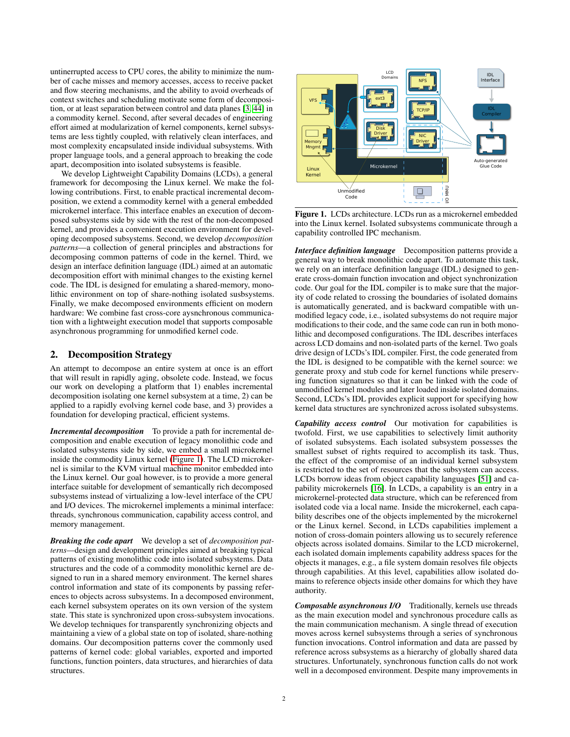untinerrupted access to CPU cores, the ability to minimize the number of cache misses and memory accesses, access to receive packet and flow steering mechanisms, and the ability to avoid overheads of context switches and scheduling motivate some form of decomposition, or at least separation between control and data planes [3, 44] in a commodity kernel. Second, after several decades of engineering effort aimed at modularization of kernel components, kernel subsystems are less tightly coupled, with relatively clean interfaces, and most complexity encapsulated inside individual subsystems. With proper language tools, and a general approach to breaking the code apart, decomposition into isolated subsystems is feasible.

We develop Lightweight Capability Domains (LCDs), a general framework for decomposing the Linux kernel. We make the following contributions. First, to enable practical incremental decomposition, we extend a commodity kernel with a general embedded microkernel interface. This interface enables an execution of decomposed subsystems side by side with the rest of the non-decomposed kernel, and provides a convenient execution environment for developing decomposed subsystems. Second, we develop *decomposition patterns*—a collection of general principles and abstractions for decomposing common patterns of code in the kernel. Third, we design an interface definition language (IDL) aimed at an automatic decomposition effort with minimal changes to the existing kernel code. The IDL is designed for emulating a shared-memory, monolithic environment on top of share-nothing isolated susbsystems. Finally, we make decomposed environments efficient on modern hardware: We combine fast cross-core aysnchronous communication with a lightweight execution model that supports composable asynchronous programming for unmodified kernel code.

## 2. Decomposition Strategy

An attempt to decompose an entire system at once is an effort that will result in rapidly aging, obsolete code. Instead, we focus our work on developing a platform that 1) enables incremental decomposition isolating one kernel subsystem at a time, 2) can be applied to a rapidly evolving kernel code base, and 3) provides a foundation for developing practical, efficient systems.

***Incremental decomposition*** To provide a path for incremental decomposition and enable execution of legacy monolithic code and isolated subsystems side by side, we embed a small microkernel inside the commodity Linux kernel (Figure 1). The LCD microkernel is similar to the KVM virtual machine monitor embedded into the Linux kernel. Our goal however, is to provide a more general interface suitable for development of semantically rich decomposed subsystems instead of virtualizing a low-level interface of the CPU and I/O devices. The microkernel implements a minimal interface: threads, synchronous communication, capability access control, and memory management.

***Breaking the code apart*** We develop a set of *decomposition patterns*—design and development principles aimed at breaking typical patterns of existing monolithic code into isolated subsystems. Data structures and the code of a commodity monolithic kernel are designed to run in a shared memory environment. The kernel shares control information and state of its components by passing references to objects across subsystems. In a decomposed environment, each kernel subsystem operates on its own version of the system state. This state is synchronized upon cross-subsystem invocations. We develop techniques for transparently synchronizing objects and maintaining a view of a global state on top of isolated, share-nothing domains. Our decomposition patterns cover the commonly used patterns of kernel code: global variables, exported and imported functions, function pointers, data structures, and hierarchies of data structures.

LCD
Domains
NFS
IDL
Interface
VFS
ext3
TCP/IP
IDL
Compiler
Disk
Driver
Memory
Mngmt
NIC
Driver
Auto-generated
Glue Code
Microkernel
Linux
Kernel
Unmodified
Code
I/O MMU

**Figure 1.** LCDs architecture. LCDs run as a microkernel embedded into the Linux kernel. Isolated subsystems communicate through a capability controlled IPC mechanism.

***Interface definition language*** Decomposition patterns provide a general way to break monolithic code apart. To automate this task, we rely on an interface definition language (IDL) designed to generate cross-domain function invocation and object synchronization code. Our goal for the IDL compiler is to make sure that the majority of code related to crossing the boundaries of isolated domains is automatically generated, and is backward compatible with unmodified legacy code, i.e., isolated subsystems do not require major modifications to their code, and the same code can run in both monolithic and decomposed configurations. The IDL describes interfaces across LCD domains and non-isolated parts of the kernel. Two goals drive design of LCDs's IDL compiler. First, the code generated from the IDL is designed to be compatible with the kernel source: we generate proxy and stub code for kernel functions while preserving function signatures so that it can be linked with the code of unmodified kernel modules and later loaded inside isolated domains. Second, LCDs's IDL provides explicit support for specifying how kernel data structures are synchronized across isolated subsystems.

***Capability access control*** Our motivation for capabilities is twofold. First, we use capabilities to selectively limit authority of isolated subsystems. Each isolated subsystem possesses the smallest subset of rights required to accomplish its task. Thus, the effect of the compromise of an individual kernel subsystem is restricted to the set of resources that the subsystem can access. LCDs borrow ideas from object capability languages [51] and capability microkernels [16]. In LCDs, a capability is an entry in a microkernel-protected data structure, which can be referenced from isolated code via a local name. Inside the microkernel, each capability describes one of the objects implemented by the microkernel or the Linux kernel. Second, in LCDs capabilities implement a notion of cross-domain pointers allowing us to securely reference objects across isolated domains. Similar to the LCD microkernel, each isolated domain implements capability address spaces for the objects it manages, e.g., a file system domain resolves file objects through capabilities. At this level, capabilities allow isolated domains to reference objects inside other domains for which they have authority.

***Composable asynchronous I/O*** Traditionally, kernels use threads as the main execution model and synchronous procedure calls as the main communication mechanism. A single thread of execution moves across kernel subsystems through a series of synchronous function invocations. Control information and data are passed by reference across subsystems as a hierarchy of globally shared data structures. Unfortunately, synchronous function calls do not work well in a decomposed environment. Despite many improvements in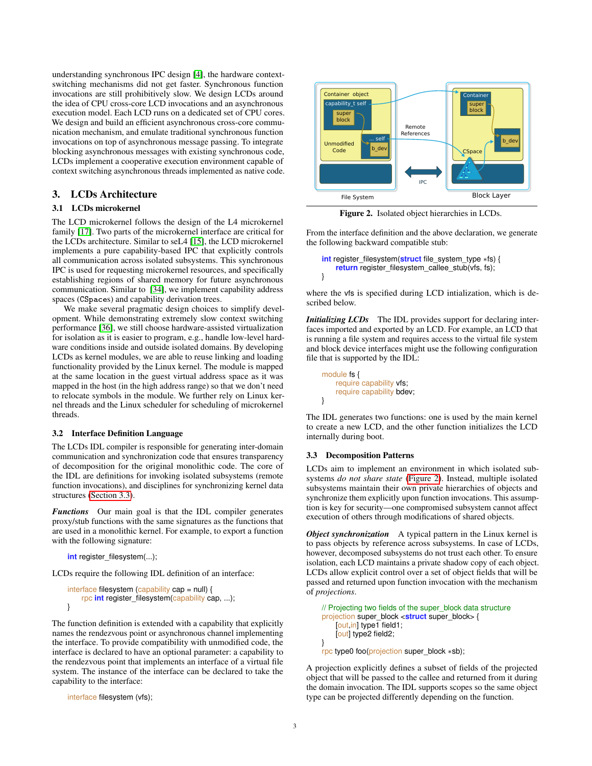understanding synchronous IPC design [4], the hardware context-switching mechanisms did not get faster. Synchronous function invocations are still prohibitively slow. We design LCDs around the idea of CPU cross-core LCD invocations and an asynchronous execution model. Each LCD runs on a dedicated set of CPU cores. We design and build an efficient asynchronous cross-core communication mechanism, and emulate traditional synchronous function invocations on top of asynchronous message passing. To integrate blocking asynchronous messages with existing synchronous code, LCDs implement a cooperative execution environment capable of context switching asynchronous threads implemented as native code.

## 3. LCDs Architecture

### 3.1 LCDs microkernel

The LCD microkernel follows the design of the L4 microkernel family [17]. Two parts of the microkernel interface are critical for the LCDs architecture. Similar to seL4 [15], the LCD microkernel implements a pure capability-based IPC that explicitly controls all communication across isolated subsystems. This synchronous IPC is used for requesting microkernel resources, and specifically establishing regions of shared memory for future asynchronous communication. Similar to [34], we implement capability address spaces (CSpaces) and capability derivation trees.

We make several pragmatic design choices to simplify development. While demonstrating extremely slow context switching performance [36], we still choose hardware-assisted virtualization for isolation as it is easier to program, e.g., handle low-level hardware conditions inside and outside isolated domains. By developing LCDs as kernel modules, we are able to reuse linking and loading functionality provided by the Linux kernel. The module is mapped at the same location in the guest virtual address space as it was mapped in the host (in the high address range) so that we don't need to relocate symbols in the module. We further rely on Linux kernel threads and the Linux scheduler for scheduling of microkernel threads.

### 3.2 Interface Definition Language

The LCDs IDL compiler is responsible for generating inter-domain communication and synchronization code that ensures transparency of decomposition for the original monolithic code. The core of the IDL are definitions for invoking isolated subsystems (remote function invocations), and disciplines for synchronizing kernel data structures (Section 3.3).

***Functions*** Our main goal is that the IDL compiler generates proxy/stub functions with the same signatures as the functions that are used in a monolithic kernel. For example, to export a function with the following signature:

```
int register_filesystem(...);
```

LCDs require the following IDL definition of an interface:

```
interface filesystem (capability cap = null) {
    rpc int register_filesystem(capability cap, ...);
}
```

The function definition is extended with a capability that explicitly names the rendezvous point or asynchronous channel implementing the interface. To provide compatibility with unmodified code, the interface is declared to have an optional parameter: a capability to the rendezvous point that implements an interface of a virtual file system. The instance of the interface can be declared to take the capability to the interface:

```
interface filesystem (vfs);
```

Figure 2. Isolated object hierarchies in LCDs.

From the interface definition and the above declaration, we generate the following backward compatible stub:

```
int register_filesystem(struct file_system_type *fs) {
    return register_filesystem_callee_stub(vfs, fs);
}
```

where the vfs is specified during LCD intialization, which is described below.

***Initializing LCDs*** The IDL provides support for declaring interfaces imported and exported by an LCD. For example, an LCD that is running a file system and requires access to the virtual file system and block device interfaces might use the following configuration file that is supported by the IDL:

```
module fs {
    require capability vfs;
    require capability bdev;
}
```

The IDL generates two functions: one is used by the main kernel to create a new LCD, and the other function initializes the LCD internally during boot.

### 3.3 Decomposition Patterns

LCDs aim to implement an environment in which isolated subsystems *do not share state* (Figure 2). Instead, multiple isolated subsystems maintain their own private hierarchies of objects and synchronize them explicitly upon function invocations. This assumption is key for security—one compromised subsystem cannot affect execution of others through modifications of shared objects.

***Object synchronization*** A typical pattern in the Linux kernel is to pass objects by reference across subsystems. In case of LCDs, however, decomposed subsystems do not trust each other. To ensure isolation, each LCD maintains a private shadow copy of each object. LCDs allow explicit control over a set of object fields that will be passed and returned upon function invocation with the mechanism of *projections*.

```
// Projecting two fields of the super_block data structure
projection super_block <struct super_block> {
    [out,in] type1 field1;
    [out] type2 field2;
}
rpc type0 foo(projection super_block *sb);
```

A projection explicitly defines a subset of fields of the projected object that will be passed to the callee and returned from it during the domain invocation. The IDL supports scopes so the same object type can be projected differently depending on the function.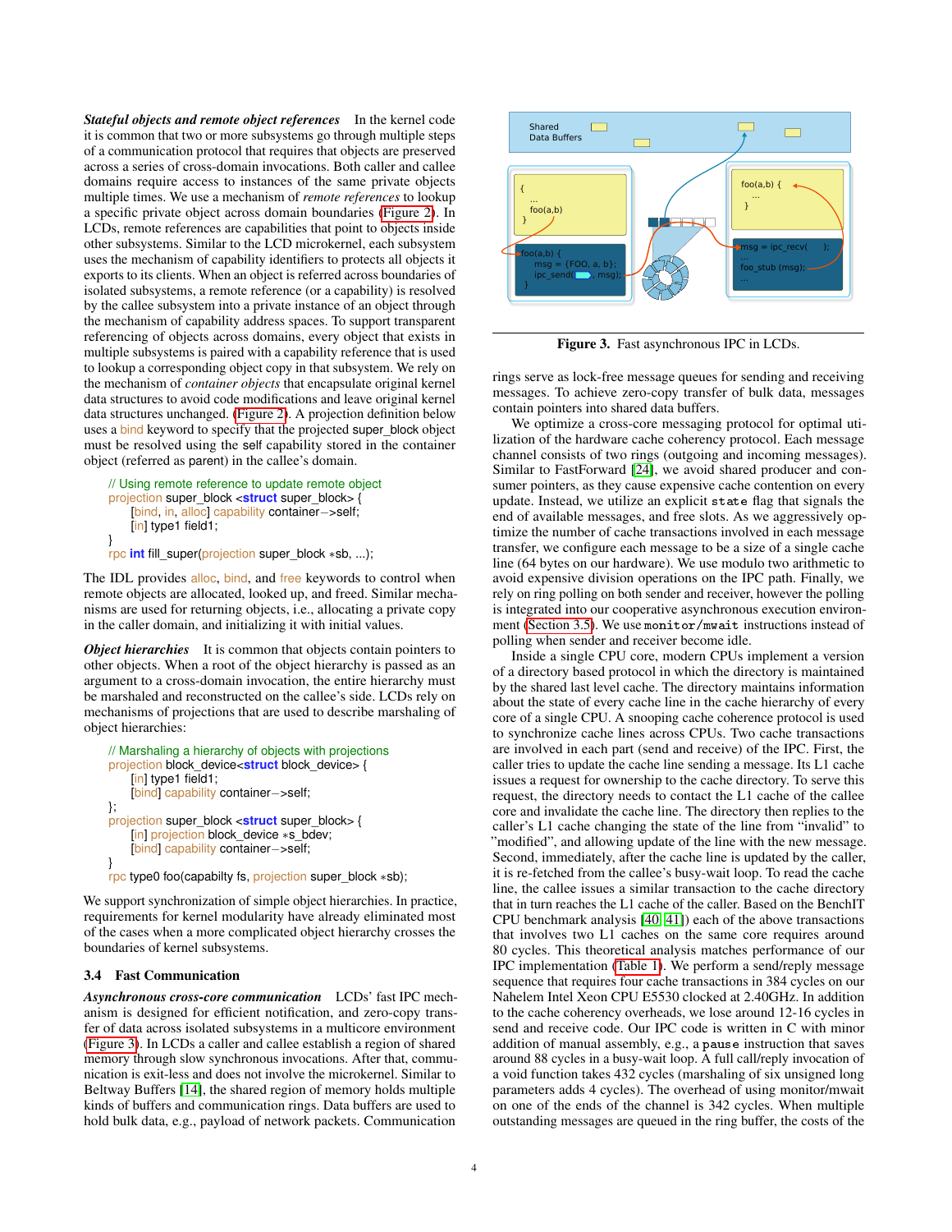***Stateful objects and remote object references*** In the kernel code it is common that two or more subsystems go through multiple steps of a communication protocol that requires that objects are preserved across a series of cross-domain invocations. Both caller and callee domains require access to instances of the same private objects multiple times. We use a mechanism of *remote references* to lookup a specific private object across domain boundaries (Figure 2). In LCDs, remote references are capabilities that point to objects inside other subsystems. Similar to the LCD microkernel, each subsystem uses the mechanism of capability identifiers to protects all objects it exports to its clients. When an object is referred across boundaries of isolated subsystems, a remote reference (or a capability) is resolved by the callee subsystem into a private instance of an object through the mechanism of capability address spaces. To support transparent referencing of objects across domains, every object that exists in multiple subsystems is paired with a capability reference that is used to lookup a corresponding object copy in that subsystem. We rely on the mechanism of *container objects* that encapsulate original kernel data structures to avoid code modifications and leave original kernel data structures unchanged. (Figure 2). A projection definition below uses a bind keyword to specify that the projected super_block object must be resolved using the self capability stored in the container object (referred as parent) in the callee's domain.

```
// Using remote reference to update remote object
projection super_block <struct super_block> {
    [bind, in, alloc] capability container−>self;
    [in] type1 field1;
}
rpc int fill_super(projection super_block *sb, ...);
```

The IDL provides alloc, bind, and free keywords to control when remote objects are allocated, looked up, and freed. Similar mechanisms are used for returning objects, i.e., allocating a private copy in the caller domain, and initializing it with initial values.

***Object hierarchies*** It is common that objects contain pointers to other objects. When a root of the object hierarchy is passed as an argument to a cross-domain invocation, the entire hierarchy must be marshaled and reconstructed on the callee's side. LCDs rely on mechanisms of projections that are used to describe marshaling of object hierarchies:

```
// Marshaling a hierarchy of objects with projections
projection block_device<struct block_device> {
    [in] type1 field1;
    [bind] capability container−>self;
};
projection super_block <struct super_block> {
    [in] projection block_device *s_bdev;
    [bind] capability container−>self;
}
rpc type0 foo(capabilty fs, projection super_block *sb);
```

We support synchronization of simple object hierarchies. In practice, requirements for kernel modularity have already eliminated most of the cases when a more complicated object hierarchy crosses the boundaries of kernel subsystems.

### 3.4 Fast Communication

***Asynchronous cross-core communication*** LCDs' fast IPC mechanism is designed for efficient notification, and zero-copy transfer of data across isolated subsystems in a multicore environment (Figure 3). In LCDs a caller and callee establish a region of shared memory through slow synchronous invocations. After that, communication is exit-less and does not involve the microkernel. Similar to Beltway Buffers [14], the shared region of memory holds multiple kinds of buffers and communication rings. Data buffers are used to hold bulk data, e.g., payload of network packets. Communication rings serve as lock-free message queues for sending and receiving messages. To achieve zero-copy transfer of bulk data, messages contain pointers into shared data buffers.

Figure 3. Fast asynchronous IPC in LCDs.

We optimize a cross-core messaging protocol for optimal utilization of the hardware cache coherency protocol. Each message channel consists of two rings (outgoing and incoming messages). Similar to FastForward [24], we avoid shared producer and consumer pointers, as they cause expensive cache contention on every update. Instead, we utilize an explicit `state` flag that signals the end of available messages, and free slots. As we aggressively optimize the number of cache transactions involved in each message transfer, we configure each message to be a size of a single cache line (64 bytes on our hardware). We use modulo two arithmetic to avoid expensive division operations on the IPC path. Finally, we rely on ring polling on both sender and receiver, however the polling is integrated into our cooperative asynchronous execution environment (Section 3.5). We use `monitor/mwait` instructions instead of polling when sender and receiver become idle.

Inside a single CPU core, modern CPUs implement a version of a directory based protocol in which the directory is maintained by the shared last level cache. The directory maintains information about the state of every cache line in the cache hierarchy of every core of a single CPU. A snooping cache coherence protocol is used to synchronize cache lines across CPUs. Two cache transactions are involved in each part (send and receive) of the IPC. First, the caller tries to update the cache line sending a message. Its L1 cache issues a request for ownership to the cache directory. To serve this request, the directory needs to contact the L1 cache of the callee core and invalidate the cache line. The directory then replies to the caller's L1 cache changing the state of the line from "invalid" to "modified", and allowing update of the line with the new message. Second, immediately, after the cache line is updated by the caller, it is re-fetched from the callee's busy-wait loop. To read the cache line, the callee issues a similar transaction to the cache directory that in turn reaches the L1 cache of the caller. Based on the BenchIT CPU benchmark analysis [40, 41]) each of the above transactions that involves two L1 caches on the same core requires around 80 cycles. This theoretical analysis matches performance of our IPC implementation (Table 1). We perform a send/reply message sequence that requires four cache transactions in 384 cycles on our Nahelem Intel Xeon CPU E5530 clocked at 2.40GHz. In addition to the cache coherency overheads, we lose around 12-16 cycles in send and receive code. Our IPC code is written in C with minor addition of manual assembly, e.g., a `pause` instruction that saves around 88 cycles in a busy-wait loop. A full call/reply invocation of a void function takes 432 cycles (marshaling of six unsigned long parameters adds 4 cycles). The overhead of using monitor/mwait on one of the ends of the channel is 342 cycles. When multiple outstanding messages are queued in the ring buffer, the costs of the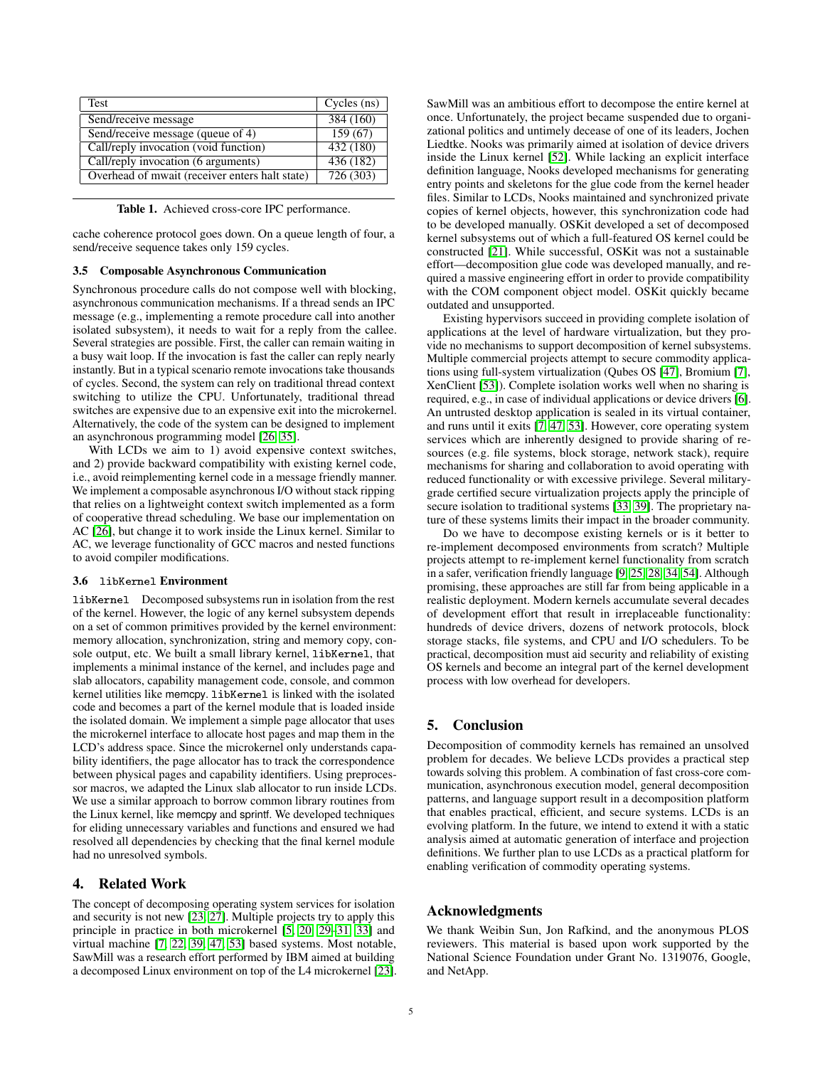| Test | Cycles (ns) |
| --- | --- |
| Send/receive message | 384 (160) |
| Send/receive message (queue of 4) | 159 (67) |
| Call/reply invocation (void function) | 432 (180) |
| Call/reply invocation (6 arguments) | 436 (182) |
| Overhead of mwait (receiver enters halt state) | 726 (303) |

**Table 1.** Achieved cross-core IPC performance.

cache coherence protocol goes down. On a queue length of four, a send/receive sequence takes only 159 cycles.

### 3.5 Composable Asynchronous Communication

Synchronous procedure calls do not compose well with blocking, asynchronous communication mechanisms. If a thread sends an IPC message (e.g., implementing a remote procedure call into another isolated subsystem), it needs to wait for a reply from the callee. Several strategies are possible. First, the caller can remain waiting in a busy wait loop. If the invocation is fast the caller can reply nearly instantly. But in a typical scenario remote invocations take thousands of cycles. Second, the system can rely on traditional thread context switching to utilize the CPU. Unfortunately, traditional thread switches are expensive due to an expensive exit into the microkernel. Alternatively, the code of the system can be designed to implement an asynchronous programming model [26, 35].

With LCDs we aim to 1) avoid expensive context switches, and 2) provide backward compatibility with existing kernel code, i.e., avoid reimplementing kernel code in a message friendly manner. We implement a composable asynchronous I/O without stack ripping that relies on a lightweight context switch implemented as a form of cooperative thread scheduling. We base our implementation on AC [26], but change it to work inside the Linux kernel. Similar to AC, we leverage functionality of GCC macros and nested functions to avoid compiler modifications.

### 3.6 `libKernel` Environment

`libKernel` Decomposed subsystems run in isolation from the rest of the kernel. However, the logic of any kernel subsystem depends on a set of common primitives provided by the kernel environment: memory allocation, synchronization, string and memory copy, console output, etc. We built a small library kernel, `libKernel`, that implements a minimal instance of the kernel, and includes page and slab allocators, capability management code, console, and common kernel utilities like memcpy. `libKernel` is linked with the isolated code and becomes a part of the kernel module that is loaded inside the isolated domain. We implement a simple page allocator that uses the microkernel interface to allocate host pages and map them in the LCD's address space. Since the microkernel only understands capability identifiers, the page allocator has to track the correspondence between physical pages and capability identifiers. Using preprocessor macros, we adapted the Linux slab allocator to run inside LCDs. We use a similar approach to borrow common library routines from the Linux kernel, like memcpy and sprintf. We developed techniques for eliding unnecessary variables and functions and ensured we had resolved all dependencies by checking that the final kernel module had no unresolved symbols.

## 4. Related Work

The concept of decomposing operating system services for isolation and security is not new [23, 27]. Multiple projects try to apply this principle in practice in both microkernel [5, 20, 29–31, 33] and virtual machine [7, 22, 39, 47, 53] based systems. Most notable, SawMill was a research effort performed by IBM aimed at building a decomposed Linux environment on top of the L4 microkernel [23]. SawMill was an ambitious effort to decompose the entire kernel at once. Unfortunately, the project became suspended due to organizational politics and untimely decease of one of its leaders, Jochen Liedtke. Nooks was primarily aimed at isolation of device drivers inside the Linux kernel [52]. While lacking an explicit interface definition language, Nooks developed mechanisms for generating entry points and skeletons for the glue code from the kernel header files. Similar to LCDs, Nooks maintained and synchronized private copies of kernel objects, however, this synchronization code had to be developed manually. OSKit developed a set of decomposed kernel subsystems out of which a full-featured OS kernel could be constructed [21]. While successful, OSKit was not a sustainable effort—decomposition glue code was developed manually, and required a massive engineering effort in order to provide compatibility with the COM component object model. OSKit quickly became outdated and unsupported.

Existing hypervisors succeed in providing complete isolation of applications at the level of hardware virtualization, but they provide no mechanisms to support decomposition of kernel subsystems. Multiple commercial projects attempt to secure commodity applications using full-system virtualization (Qubes OS [47], Bromium [7], XenClient [53]). Complete isolation works well when no sharing is required, e.g., in case of individual applications or device drivers [6]. An untrusted desktop application is sealed in its virtual container, and runs until it exits [7, 47, 53]. However, core operating system services which are inherently designed to provide sharing of resources (e.g. file systems, block storage, network stack), require mechanisms for sharing and collaboration to avoid operating with reduced functionality or with excessive privilege. Several military-grade certified secure virtualization projects apply the principle of secure isolation to traditional systems [33, 39]. The proprietary nature of these systems limits their impact in the broader community.

Do we have to decompose existing kernels or is it better to re-implement decomposed environments from scratch? Multiple projects attempt to re-implement kernel functionality from scratch in a safer, verification friendly language [9, 25, 28, 34, 54]. Although promising, these approaches are still far from being applicable in a realistic deployment. Modern kernels accumulate several decades of development effort that result in irreplaceable functionality: hundreds of device drivers, dozens of network protocols, block storage stacks, file systems, and CPU and I/O schedulers. To be practical, decomposition must aid security and reliability of existing OS kernels and become an integral part of the kernel development process with low overhead for developers.

## 5. Conclusion

Decomposition of commodity kernels has remained an unsolved problem for decades. We believe LCDs provides a practical step towards solving this problem. A combination of fast cross-core communication, asynchronous execution model, general decomposition patterns, and language support result in a decomposition platform that enables practical, efficient, and secure systems. LCDs is an evolving platform. In the future, we intend to extend it with a static analysis aimed at automatic generation of interface and projection definitions. We further plan to use LCDs as a practical platform for enabling verification of commodity operating systems.

## Acknowledgments

We thank Weibin Sun, Jon Rafkind, and the anonymous PLOS reviewers. This material is based upon work supported by the National Science Foundation under Grant No. 1319076, Google, and NetApp.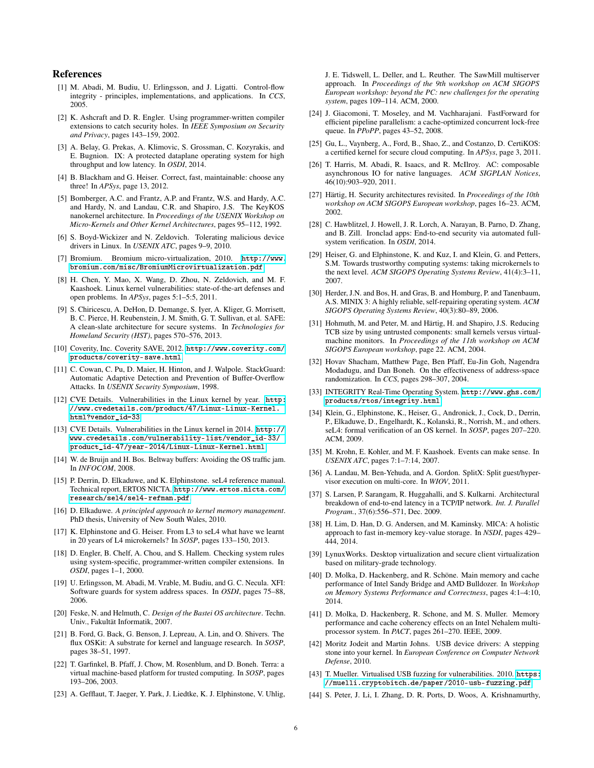## References

[1] M. Abadi, M. Budiu, U. Erlingsson, and J. Ligatti. Control-flow integrity - principles, implementations, and applications. In *CCS*, 2005.

[2] K. Ashcraft and D. R. Engler. Using programmer-written compiler extensions to catch security holes. In *IEEE Symposium on Security and Privacy*, pages 143–159, 2002.

[3] A. Belay, G. Prekas, A. Klimovic, S. Grossman, C. Kozyrakis, and E. Bugnion. IX: A protected dataplane operating system for high throughput and low latency. In *OSDI*, 2014.

[4] B. Blackham and G. Heiser. Correct, fast, maintainable: choose any three! In *APSys*, page 13, 2012.

[5] Bomberger, A.C. and Frantz, A.P. and Frantz, W.S. and Hardy, A.C. and Hardy, N. and Landau, C.R. and Shapiro, J.S. The KeyKOS nanokernel architecture. In *Proceedings of the USENIX Workshop on Micro-Kernels and Other Kernel Architectures*, pages 95–112, 1992.

[6] S. Boyd-Wickizer and N. Zeldovich. Tolerating malicious device drivers in Linux. In *USENIX ATC*, pages 9–9, 2010.

[7] Bromium. Bromium micro-virtualization, 2010. http://www.bromium.com/misc/BromiumMicrovirtualization.pdf.

[8] H. Chen, Y. Mao, X. Wang, D. Zhou, N. Zeldovich, and M. F. Kaashoek. Linux kernel vulnerabilities: state-of-the-art defenses and open problems. In *APSys*, pages 5:1–5:5, 2011.

[9] S. Chiricescu, A. DeHon, D. Demange, S. Iyer, A. Kliger, G. Morrisett, B. C. Pierce, H. Reubenstein, J. M. Smith, G. T. Sullivan, et al. SAFE: A clean-slate architecture for secure systems. In *Technologies for Homeland Security (HST)*, pages 570–576, 2013.

[10] Coverity, Inc. Coverity SAVE, 2012. http://www.coverity.com/products/coverity-save.html.

[11] C. Cowan, C. Pu, D. Maier, H. Hinton, and J. Walpole. StackGuard: Automatic Adaptive Detection and Prevention of Buffer-Overflow Attacks. In *USENIX Security Symposium*, 1998.

[12] CVE Details. Vulnerabilities in the Linux kernel by year. http://www.cvedetails.com/product/47/Linux-Linux-Kernel.html?vendor_id=33.

[13] CVE Details. Vulnerabilities in the Linux kernel in 2014. http://www.cvedetails.com/vulnerability-list/vendor_id-33/product_id-47/year-2014/Linux-Linux-Kernel.html.

[14] W. de Bruijn and H. Bos. Beltway buffers: Avoiding the OS traffic jam. In *INFOCOM*, 2008.

[15] P. Derrin, D. Elkaduwe, and K. Elphinstone. seL4 reference manual. Technical report, ERTOS NICTA. http://www.ertos.nicta.com/research/sel4/sel4-refman.pdf.

[16] D. Elkaduwe. *A principled approach to kernel memory management*. PhD thesis, University of New South Wales, 2010.

[17] K. Elphinstone and G. Heiser. From L3 to seL4 what have we learnt in 20 years of L4 microkernels? In *SOSP*, pages 133–150, 2013.

[18] D. Engler, B. Chelf, A. Chou, and S. Hallem. Checking system rules using system-specific, programmer-written compiler extensions. In *OSDI*, pages 1–1, 2000.

[19] U. Erlingsson, M. Abadi, M. Vrable, M. Budiu, and G. C. Necula. XFI: Software guards for system address spaces. In *OSDI*, pages 75–88, 2006.

[20] Feske, N. and Helmuth, C. *Design of the Bastei OS architecture*. Techn. Univ., Fakultät Informatik, 2007.

[21] B. Ford, G. Back, G. Benson, J. Lepreau, A. Lin, and O. Shivers. The flux OSKit: A substrate for kernel and language research. In *SOSP*, pages 38–51, 1997.

[22] T. Garfinkel, B. Pfaff, J. Chow, M. Rosenblum, and D. Boneh. Terra: a virtual machine-based platform for trusted computing. In *SOSP*, pages 193–206, 2003.

[23] A. Gefflaut, T. Jaeger, Y. Park, J. Liedtke, K. J. Elphinstone, V. Uhlig, J. E. Tidswell, L. Deller, and L. Reuther. The SawMill multiserver approach. In *Proceedings of the 9th workshop on ACM SIGOPS European workshop: beyond the PC: new challenges for the operating system*, pages 109–114. ACM, 2000.

[24] J. Giacomoni, T. Moseley, and M. Vachharajani. FastForward for efficient pipeline parallelism: a cache-optimized concurrent lock-free queue. In *PPoPP*, pages 43–52, 2008.

[25] Gu, L., Vaynberg, A., Ford, B., Shao, Z., and Costanzo, D. CertiKOS: a certified kernel for secure cloud computing. In *APSys*, page 3, 2011.

[26] T. Harris, M. Abadi, R. Isaacs, and R. McIlroy. AC: composable asynchronous IO for native languages. *ACM SIGPLAN Notices*, 46(10):903–920, 2011.

[27] Härtig, H. Security architectures revisited. In *Proceedings of the 10th workshop on ACM SIGOPS European workshop*, pages 16–23. ACM, 2002.

[28] C. Hawblitzel, J. Howell, J. R. Lorch, A. Narayan, B. Parno, D. Zhang, and B. Zill. Ironclad apps: End-to-end security via automated full-system verification. In *OSDI*, 2014.

[29] Heiser, G. and Elphinstone, K. and Kuz, I. and Klein, G. and Petters, S.M. Towards trustworthy computing systems: taking microkernels to the next level. *ACM SIGOPS Operating Systems Review*, 41(4):3–11, 2007.

[30] Herder, J.N. and Bos, H. and Gras, B. and Homburg, P. and Tanenbaum, A.S. MINIX 3: A highly reliable, self-repairing operating system. *ACM SIGOPS Operating Systems Review*, 40(3):80–89, 2006.

[31] Hohmuth, M. and Peter, M. and Härtig, H. and Shapiro, J.S. Reducing TCB size by using untrusted components: small kernels versus virtual-machine monitors. In *Proceedings of the 11th workshop on ACM SIGOPS European workshop*, page 22. ACM, 2004.

[32] Hovav Shacham, Matthew Page, Ben Pfaff, Eu-Jin Goh, Nagendra Modadugu, and Dan Boneh. On the effectiveness of address-space randomization. In *CCS*, pages 298–307, 2004.

[33] INTEGRITY Real-Time Operating System. http://www.ghs.com/products/rtos/integrity.html.

[34] Klein, G., Elphinstone, K., Heiser, G., Andronick, J., Cock, D., Derrin, P., Elkaduwe, D., Engelhardt, K., Kolanski, R., Norrish, M., and others. seL4: formal verification of an OS kernel. In *SOSP*, pages 207–220. ACM, 2009.

[35] M. Krohn, E. Kohler, and M. F. Kaashoek. Events can make sense. In *USENIX ATC*, pages 7:1–7:14, 2007.

[36] A. Landau, M. Ben-Yehuda, and A. Gordon. SplitX: Split guest/hypervisor execution on multi-core. In *WIOV*, 2011.

[37] S. Larsen, P. Sarangam, R. Huggahalli, and S. Kulkarni. Architectural breakdown of end-to-end latency in a TCP/IP network. *Int. J. Parallel Program.*, 37(6):556–571, Dec. 2009.

[38] H. Lim, D. Han, D. G. Andersen, and M. Kaminsky. MICA: A holistic approach to fast in-memory key-value storage. In *NSDI*, pages 429–444, 2014.

[39] LynuxWorks. Desktop virtualization and secure client virtualization based on military-grade technology.

[40] D. Molka, D. Hackenberg, and R. Schöne. Main memory and cache performance of Intel Sandy Bridge and AMD Bulldozer. In *Workshop on Memory Systems Performance and Correctness*, pages 4:1–4:10, 2014.

[41] D. Molka, D. Hackenberg, R. Schone, and M. S. Muller. Memory performance and cache coherency effects on an Intel Nehalem multiprocessor system. In *PACT*, pages 261–270. IEEE, 2009.

[42] Moritz Jodeit and Martin Johns. USB device drivers: A stepping stone into your kernel. In *European Conference on Computer Network Defense*, 2010.

[43] T. Mueller. Virtualised USB fuzzing for vulnerabilities. 2010. https://muelli.cryptobitch.de/paper/2010-usb-fuzzing.pdf.

[44] S. Peter, J. Li, I. Zhang, D. R. Ports, D. Woos, A. Krishnamurthy,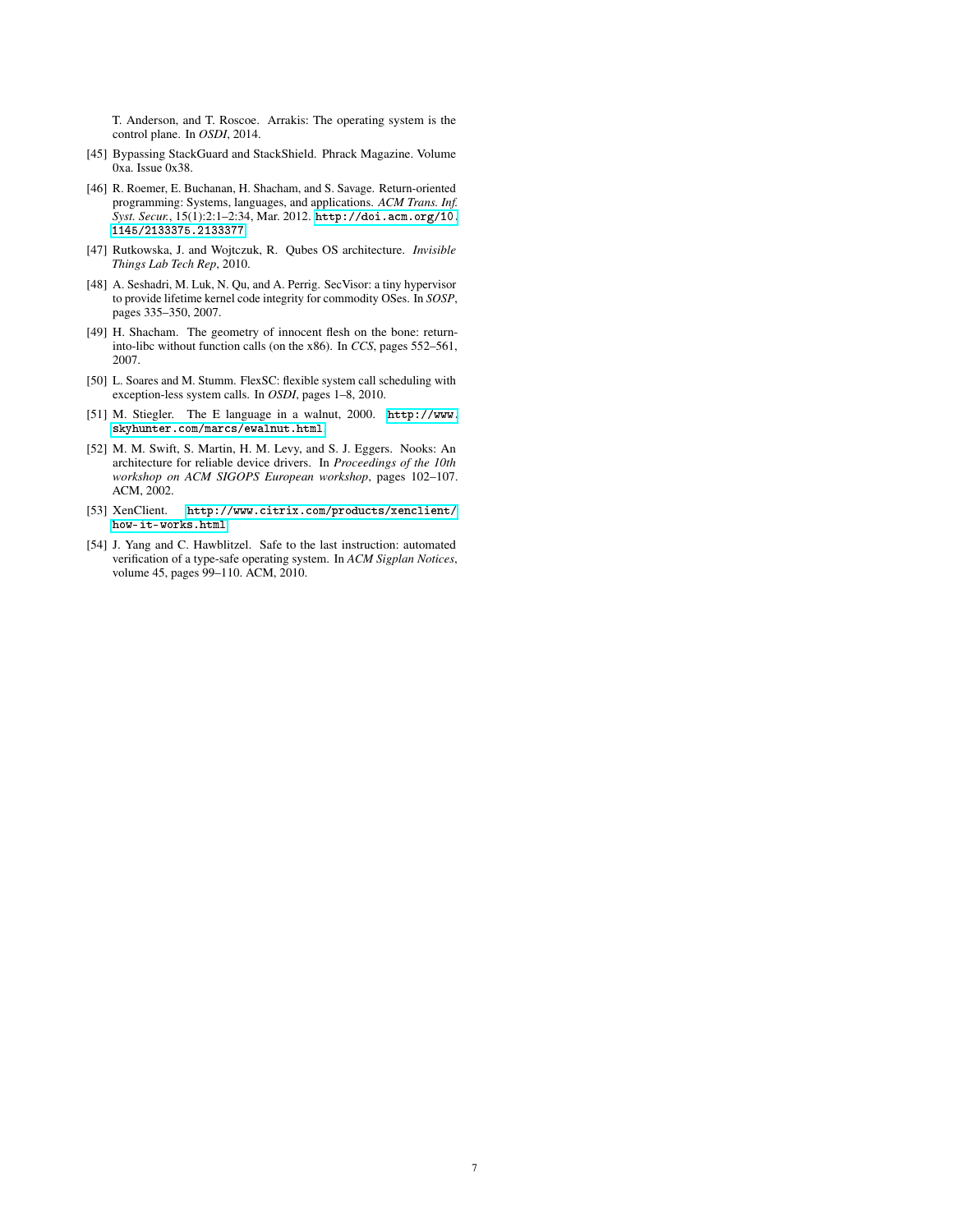T. Anderson, and T. Roscoe. Arrakis: The operating system is the control plane. In *OSDI*, 2014.

[45] Bypassing StackGuard and StackShield. Phrack Magazine. Volume 0xa. Issue 0x38.

[46] R. Roemer, E. Buchanan, H. Shacham, and S. Savage. Return-oriented programming: Systems, languages, and applications. *ACM Trans. Inf. Syst. Secur.*, 15(1):2:1–2:34, Mar. 2012. http://doi.acm.org/10.1145/2133375.2133377.

[47] Rutkowska, J. and Wojtczuk, R. Qubes OS architecture. *Invisible Things Lab Tech Rep*, 2010.

[48] A. Seshadri, M. Luk, N. Qu, and A. Perrig. SecVisor: a tiny hypervisor to provide lifetime kernel code integrity for commodity OSes. In *SOSP*, pages 335–350, 2007.

[49] H. Shacham. The geometry of innocent flesh on the bone: return-into-libc without function calls (on the x86). In *CCS*, pages 552–561, 2007.

[50] L. Soares and M. Stumm. FlexSC: flexible system call scheduling with exception-less system calls. In *OSDI*, pages 1–8, 2010.

[51] M. Stiegler. The E language in a walnut, 2000. http://www.skyhunter.com/marcs/ewalnut.html.

[52] M. M. Swift, S. Martin, H. M. Levy, and S. J. Eggers. Nooks: An architecture for reliable device drivers. In *Proceedings of the 10th workshop on ACM SIGOPS European workshop*, pages 102–107. ACM, 2002.

[53] XenClient. http://www.citrix.com/products/xenclient/how-it-works.html.

[54] J. Yang and C. Hawblitzel. Safe to the last instruction: automated verification of a type-safe operating system. In *ACM Sigplan Notices*, volume 45, pages 99–110. ACM, 2010.